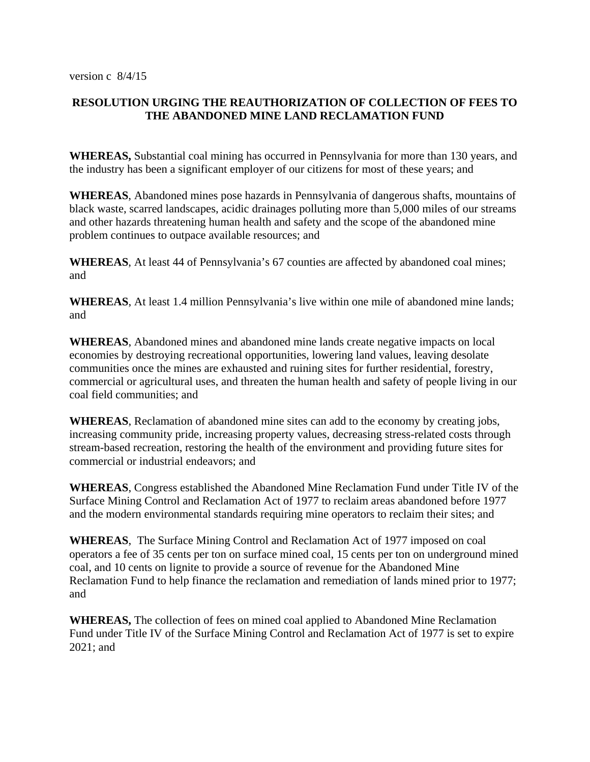version c 8/4/15

# RESOLUTION URGING THE REAUTHORIZATION OF COLLECTION OF FEES TO THE ABANDONED MINE LAND RECLAMATION FUND

**WHEREAS,** Substantial coal mining has occurred in Pennsylvania for more than 130 years, and the industry has been a significant employer of our citizens for most of these years; and

**WHEREAS**, Abandoned mines pose hazards in Pennsylvania of dangerous shafts, mountains of black waste, scarred landscapes, acidic drainages polluting more than 5,000 miles of our streams and other hazards threatening human health and safety and the scope of the abandoned mine problem continues to outpace available resources; and

**WHEREAS**, At least 44 of Pennsylvania's 67 counties are affected by abandoned coal mines; and

**WHEREAS**, At least 1.4 million Pennsylvania's live within one mile of abandoned mine lands; and

**WHEREAS**, Abandoned mines and abandoned mine lands create negative impacts on local economies by destroying recreational opportunities, lowering land values, leaving desolate communities once the mines are exhausted and ruining sites for further residential, forestry, commercial or agricultural uses, and threaten the human health and safety of people living in our coal field communities; and

**WHEREAS**, Reclamation of abandoned mine sites can add to the economy by creating jobs, increasing community pride, increasing property values, decreasing stress-related costs through stream-based recreation, restoring the health of the environment and providing future sites for commercial or industrial endeavors; and

**WHEREAS**, Congress established the Abandoned Mine Reclamation Fund under Title IV of the Surface Mining Control and Reclamation Act of 1977 to reclaim areas abandoned before 1977 and the modern environmental standards requiring mine operators to reclaim their sites; and

**WHEREAS**, The Surface Mining Control and Reclamation Act of 1977 imposed on coal operators a fee of 35 cents per ton on surface mined coal, 15 cents per ton on underground mined coal, and 10 cents on lignite to provide a source of revenue for the Abandoned Mine Reclamation Fund to help finance the reclamation and remediation of lands mined prior to 1977; and

**WHEREAS,** The collection of fees on mined coal applied to Abandoned Mine Reclamation Fund under Title IV of the Surface Mining Control and Reclamation Act of 1977 is set to expire 2021; and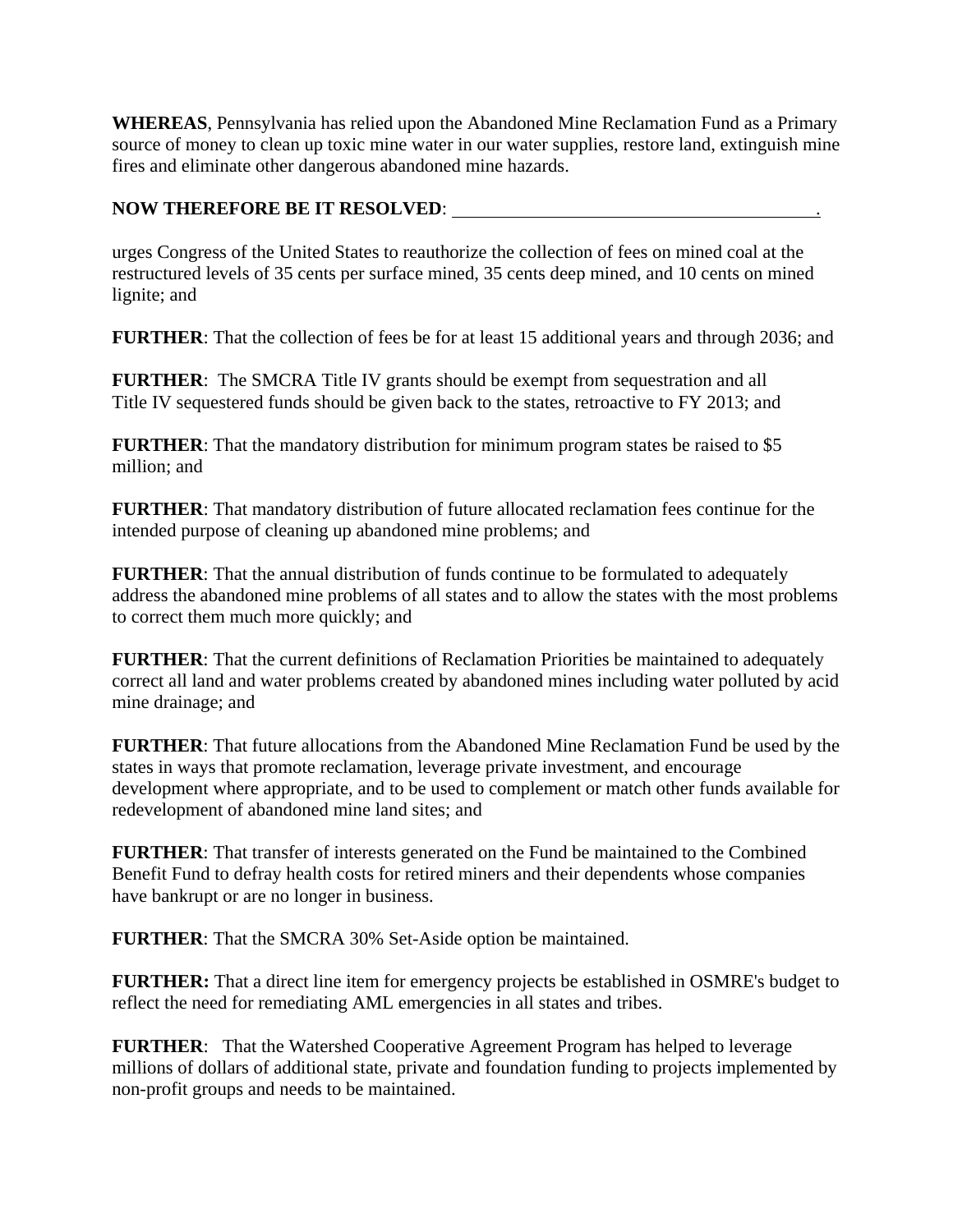**WHEREAS**, Pennsylvania has relied upon the Abandoned Mine Reclamation Fund as a Primary source of money to clean up toxic mine water in our water supplies, restore land, extinguish mine fires and eliminate other dangerous abandoned mine hazards.

**NOW THEREFORE BE IT RESOLVED**: ________________________________________.

urges Congress of the United States to reauthorize the collection of fees on mined coal at the restructured levels of 35 cents per surface mined, 35 cents deep mined, and 10 cents on mined lignite; and

**FURTHER**: That the collection of fees be for at least 15 additional years and through 2036; and

**FURTHER**: The SMCRA Title IV grants should be exempt from sequestration and all Title IV sequestered funds should be given back to the states, retroactive to FY 2013; and

**FURTHER**: That the mandatory distribution for minimum program states be raised to $5 million; and

**FURTHER**: That mandatory distribution of future allocated reclamation fees continue for the intended purpose of cleaning up abandoned mine problems; and

**FURTHER**: That the annual distribution of funds continue to be formulated to adequately address the abandoned mine problems of all states and to allow the states with the most problems to correct them much more quickly; and

**FURTHER**: That the current definitions of Reclamation Priorities be maintained to adequately correct all land and water problems created by abandoned mines including water polluted by acid mine drainage; and

**FURTHER**: That future allocations from the Abandoned Mine Reclamation Fund be used by the states in ways that promote reclamation, leverage private investment, and encourage development where appropriate, and to be used to complement or match other funds available for redevelopment of abandoned mine land sites; and

**FURTHER**: That transfer of interests generated on the Fund be maintained to the Combined Benefit Fund to defray health costs for retired miners and their dependents whose companies have bankrupt or are no longer in business.

**FURTHER**: That the SMCRA 30% Set-Aside option be maintained.

**FURTHER:** That a direct line item for emergency projects be established in OSMRE's budget to reflect the need for remediating AML emergencies in all states and tribes.

**FURTHER**: That the Watershed Cooperative Agreement Program has helped to leverage millions of dollars of additional state, private and foundation funding to projects implemented by non-profit groups and needs to be maintained.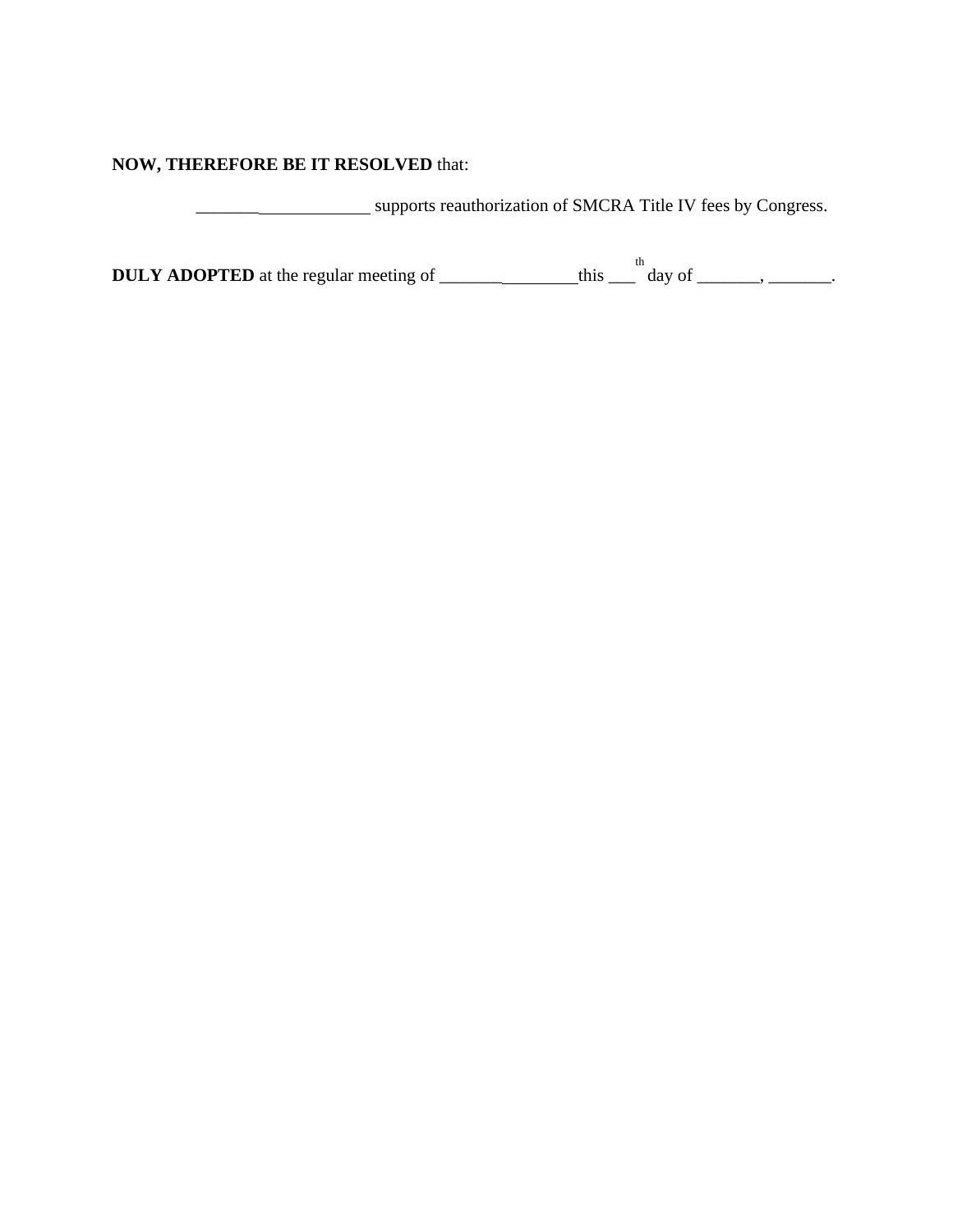**NOW, THEREFORE BE IT RESOLVED** that:

___________________ supports reauthorization of SMCRA Title IV fees by Congress.

**DULY ADOPTED** at the regular meeting of _______________this ___th day of _______, _______.